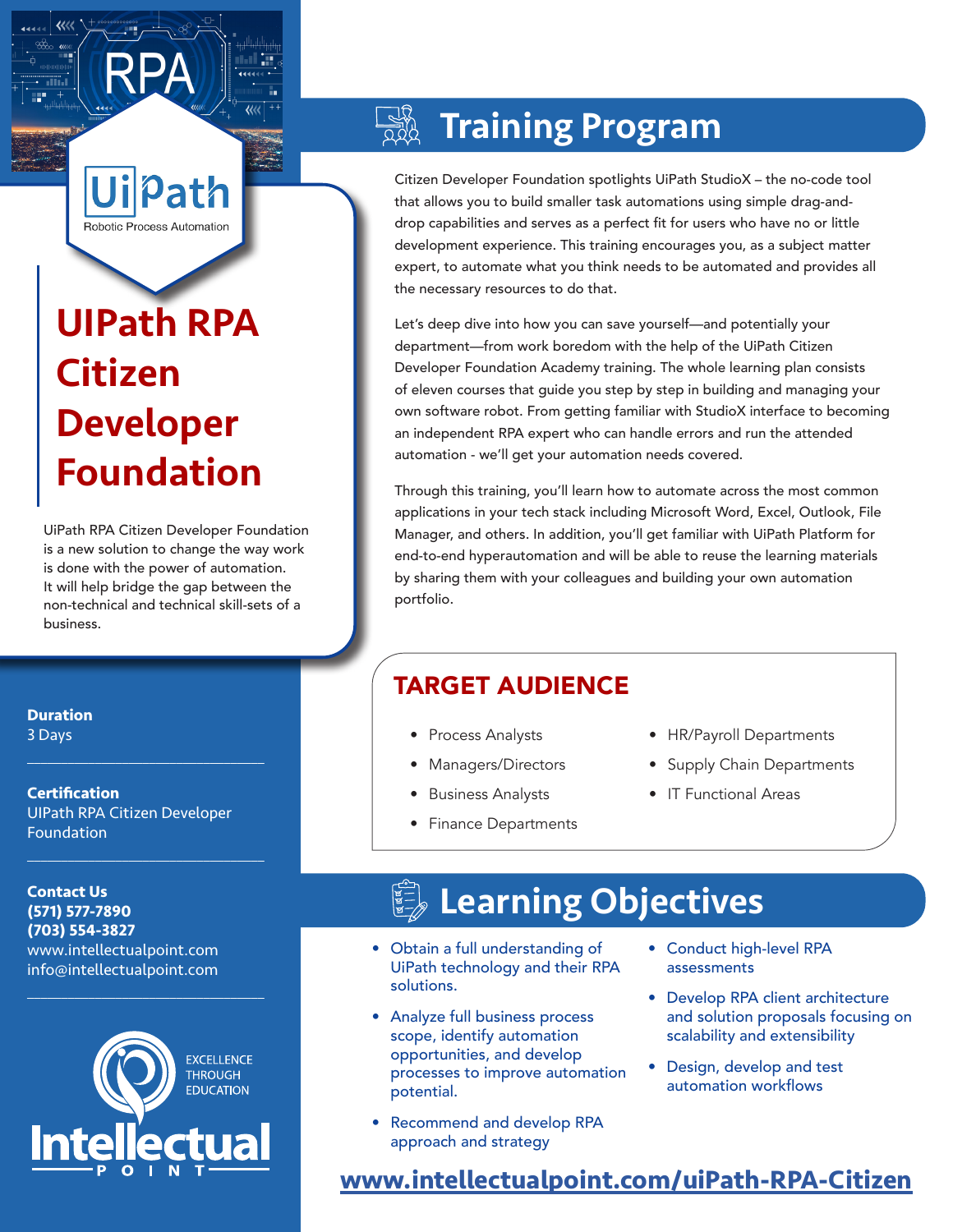RPA

UiPath
Robotic Process Automation

# UIPath RPA Citizen Developer Foundation

UiPath RPA Citizen Developer Foundation is a new solution to change the way work is done with the power of automation. It will help bridge the gap between the non-technical and technical skill-sets of a business.

**Duration**
3 Days

**Certification**
UiPath RPA Citizen Developer Foundation

**Contact Us**
**(571) 577-7890**
**(703) 554-3827**
www.intellectualpoint.com
info@intellectualpoint.com

EXCELLENCE THROUGH EDUCATION
Intellectual POINT

## Training Program

Citizen Developer Foundation spotlights UiPath StudioX – the no-code tool that allows you to build smaller task automations using simple drag-and-drop capabilities and serves as a perfect fit for users who have no or little development experience. This training encourages you, as a subject matter expert, to automate what you think needs to be automated and provides all the necessary resources to do that.

Let's deep dive into how you can save yourself—and potentially your department—from work boredom with the help of the UiPath Citizen Developer Foundation Academy training. The whole learning plan consists of eleven courses that guide you step by step in building and managing your own software robot. From getting familiar with StudioX interface to becoming an independent RPA expert who can handle errors and run the attended automation - we'll get your automation needs covered.

Through this training, you'll learn how to automate across the most common applications in your tech stack including Microsoft Word, Excel, Outlook, File Manager, and others. In addition, you'll get familiar with UiPath Platform for end-to-end hyperautomation and will be able to reuse the learning materials by sharing them with your colleagues and building your own automation portfolio.

## TARGET AUDIENCE

- Process Analysts
- Managers/Directors
- Business Analysts
- Finance Departments
- HR/Payroll Departments
- Supply Chain Departments
- IT Functional Areas

## Learning Objectives

- Obtain a full understanding of UiPath technology and their RPA solutions.
- Analyze full business process scope, identify automation opportunities, and develop processes to improve automation potential.
- Recommend and develop RPA approach and strategy
- Conduct high-level RPA assessments
- Develop RPA client architecture and solution proposals focusing on scalability and extensibility
- Design, develop and test automation workflows

**www.intellectualpoint.com/uiPath-RPA-Citizen**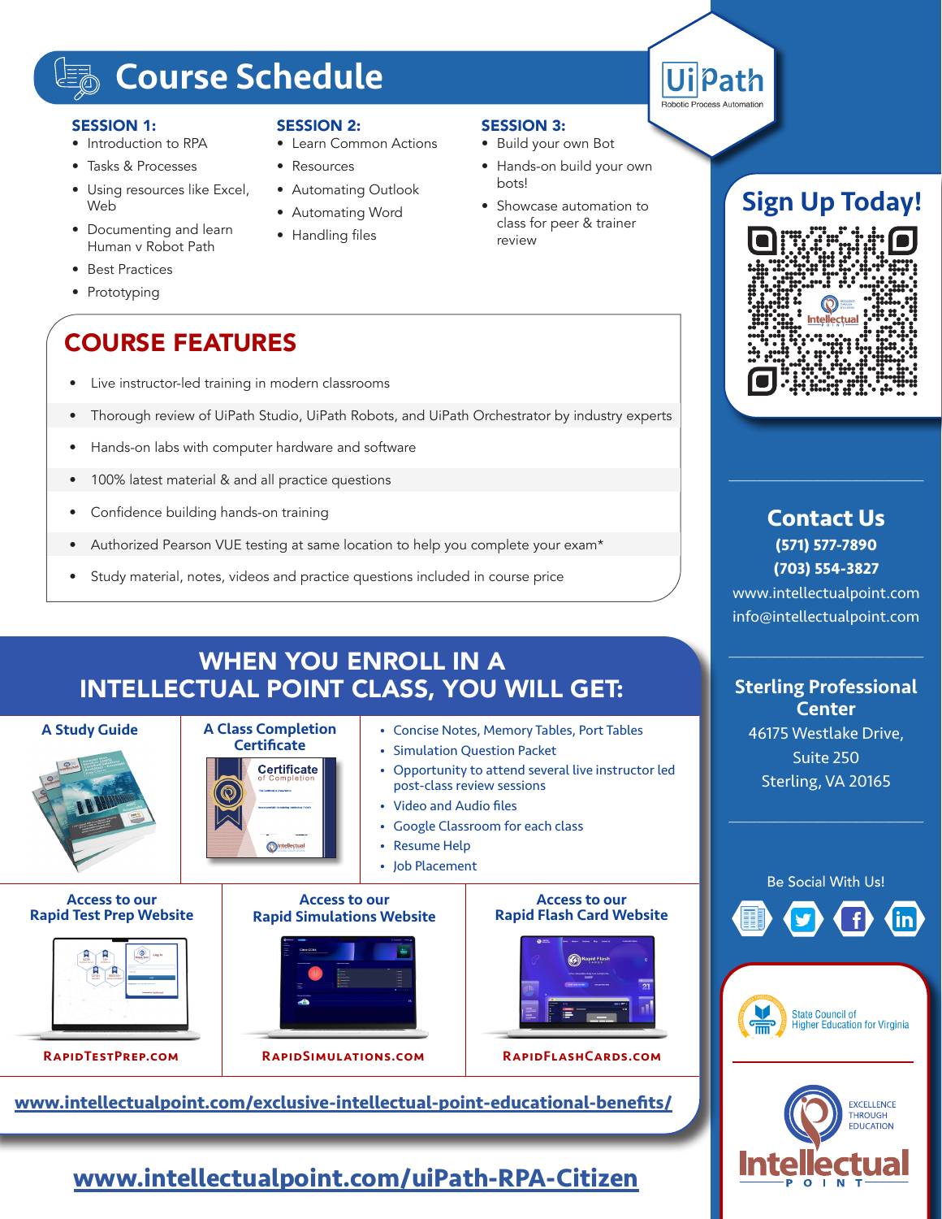# Course Schedule

UiPath
Robotic Process Automation

### SESSION 1:

- Introduction to RPA
- Tasks & Processes
- Using resources like Excel, Web
- Documenting and learn Human v Robot Path
- Best Practices
- Prototyping

### SESSION 2:

- Learn Common Actions
- Resources
- Automating Outlook
- Automating Word
- Handling files

### SESSION 3:

- Build your own Bot
- Hands-on build your own bots!
- Showcase automation to class for peer & trainer review

## COURSE FEATURES

- Live instructor-led training in modern classrooms
- Thorough review of UiPath Studio, UiPath Robots, and UiPath Orchestrator by industry experts
- Hands-on labs with computer hardware and software
- 100% latest material & and all practice questions
- Confidence building hands-on training
- Authorized Pearson VUE testing at same location to help you complete your exam*
- Study material, notes, videos and practice questions included in course price

## WHEN YOU ENROLL IN A INTELLECTUAL POINT CLASS, YOU WILL GET:

**A Study Guide**

**A Class Completion Certificate**

- Concise Notes, Memory Tables, Port Tables
- Simulation Question Packet
- Opportunity to attend several live instructor led post-class review sessions
- Video and Audio files
- Google Classroom for each class
- Resume Help
- Job Placement

**Access to our Rapid Test Prep Website**

RAPIDTESTPREP.COM

**Access to our Rapid Simulations Website**

RAPIDSIMULATIONS.COM

**Access to our Rapid Flash Card Website**

RAPIDFLASHCARDS.COM

www.intellectualpoint.com/exclusive-intellectual-point-educational-benefits/

## www.intellectualpoint.com/uiPath-RPA-Citizen

## Sign Up Today!

## Contact Us

**(571) 577-7890**

**(703) 554-3827**

www.intellectualpoint.com

info@intellectualpoint.com

## Sterling Professional Center

46175 Westlake Drive,
Suite 250
Sterling, VA 20165

Be Social With Us!

State Council of Higher Education for Virginia

EXCELLENCE THROUGH EDUCATION

Intellectual POINT